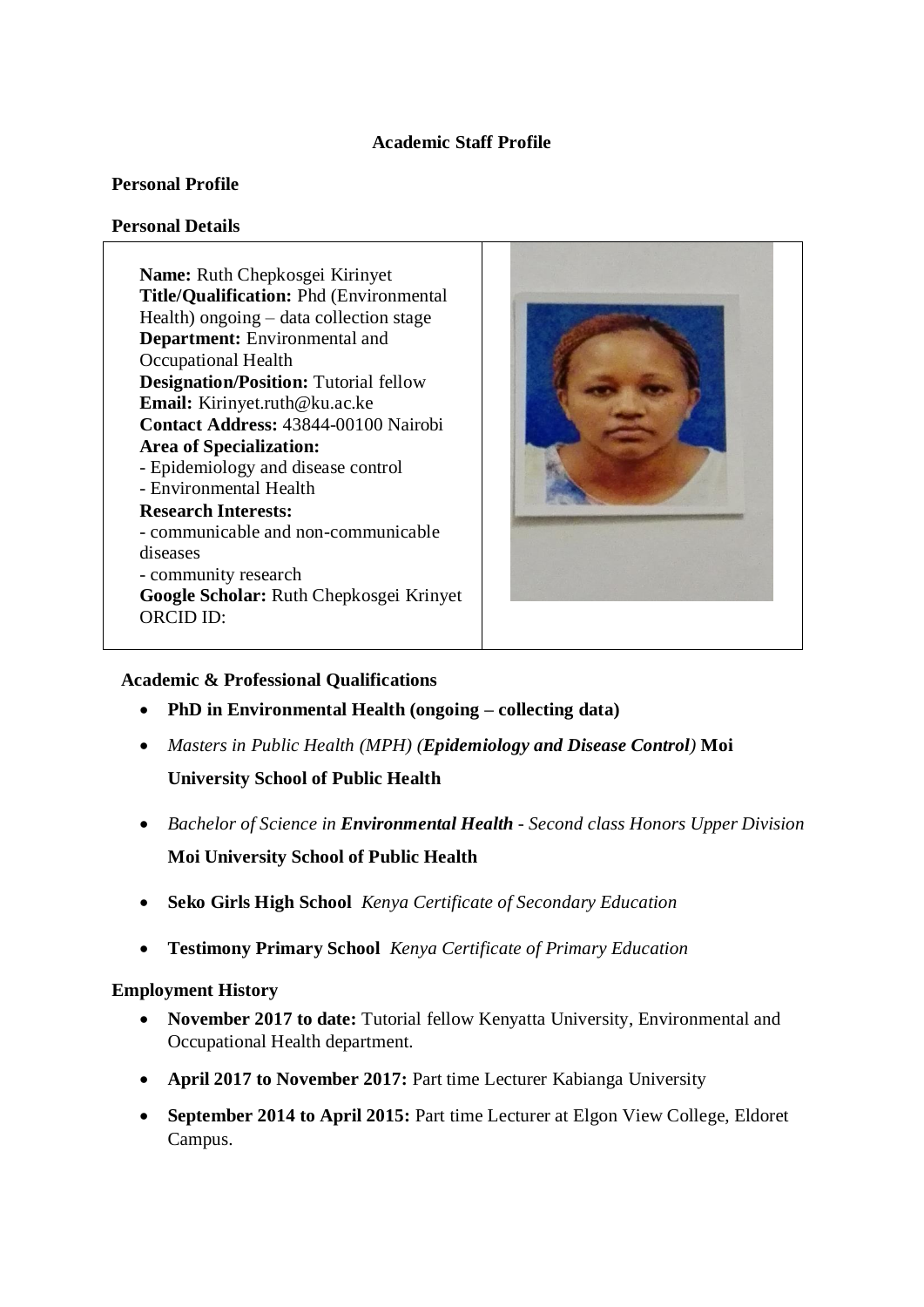# Academic Staff Profile

## Personal Profile

### Personal Details

**Name:** Ruth Chepkosgei Kirinyet
**Title/Qualification:** Phd (Environmental Health) ongoing – data collection stage
**Department:** Environmental and Occupational Health
**Designation/Position:** Tutorial fellow
**Email:** Kirinyet.ruth@ku.ac.ke
**Contact Address:** 43844-00100 Nairobi
**Area of Specialization:**
- Epidemiology and disease control
- Environmental Health

**Research Interests:**
- communicable and non-communicable diseases
- community research

**Google Scholar:** Ruth Chepkosgei Krinyet
ORCID ID:

### Academic & Professional Qualifications

- **PhD in Environmental Health (ongoing – collecting data)**
- *Masters in Public Health (MPH) (**Epidemiology and Disease Control**)* **Moi University School of Public Health**
- *Bachelor of Science in **Environmental Health** - Second class Honors Upper Division* **Moi University School of Public Health**
- **Seko Girls High School** *Kenya Certificate of Secondary Education*
- **Testimony Primary School** *Kenya Certificate of Primary Education*

### Employment History

- **November 2017 to date:** Tutorial fellow Kenyatta University, Environmental and Occupational Health department.
- **April 2017 to November 2017:** Part time Lecturer Kabianga University
- **September 2014 to April 2015:** Part time Lecturer at Elgon View College, Eldoret Campus.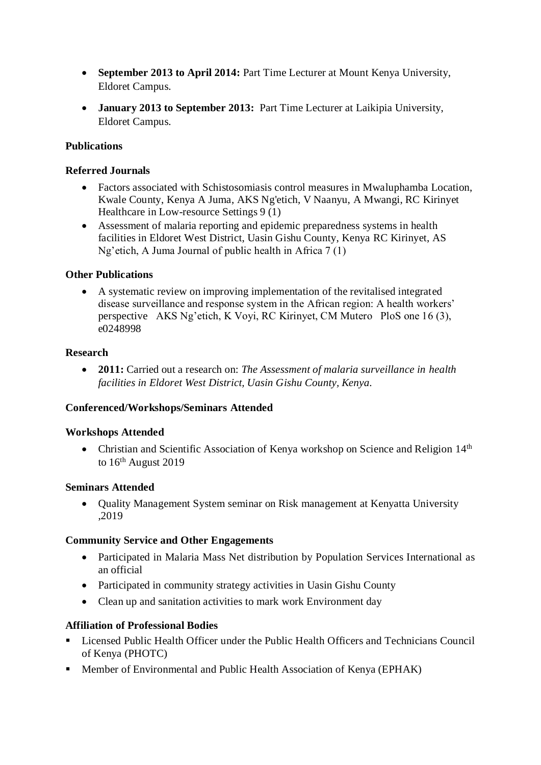- **September 2013 to April 2014:** Part Time Lecturer at Mount Kenya University, Eldoret Campus.
- **January 2013 to September 2013:** Part Time Lecturer at Laikipia University, Eldoret Campus.

**Publications**

**Referred Journals**

- Factors associated with Schistosomiasis control measures in Mwaluphamba Location, Kwale County, Kenya A Juma, AKS Ng'etich, V Naanyu, A Mwangi, RC Kirinyet Healthcare in Low-resource Settings 9 (1)
- Assessment of malaria reporting and epidemic preparedness systems in health facilities in Eldoret West District, Uasin Gishu County, Kenya RC Kirinyet, AS Ng'etich, A Juma Journal of public health in Africa 7 (1)

**Other Publications**

- A systematic review on improving implementation of the revitalised integrated disease surveillance and response system in the African region: A health workers' perspective AKS Ng'etich, K Voyi, RC Kirinyet, CM Mutero PloS one 16 (3), e0248998

**Research**

- **2011:** Carried out a research on: *The Assessment of malaria surveillance in health facilities in Eldoret West District, Uasin Gishu County, Kenya.*

**Conferenced/Workshops/Seminars Attended**

**Workshops Attended**

- Christian and Scientific Association of Kenya workshop on Science and Religion 14th to 16th August 2019

**Seminars Attended**

- Quality Management System seminar on Risk management at Kenyatta University ,2019

**Community Service and Other Engagements**

- Participated in Malaria Mass Net distribution by Population Services International as an official
- Participated in community strategy activities in Uasin Gishu County
- Clean up and sanitation activities to mark work Environment day

**Affiliation of Professional Bodies**

- Licensed Public Health Officer under the Public Health Officers and Technicians Council of Kenya (PHOTC)
- Member of Environmental and Public Health Association of Kenya (EPHAK)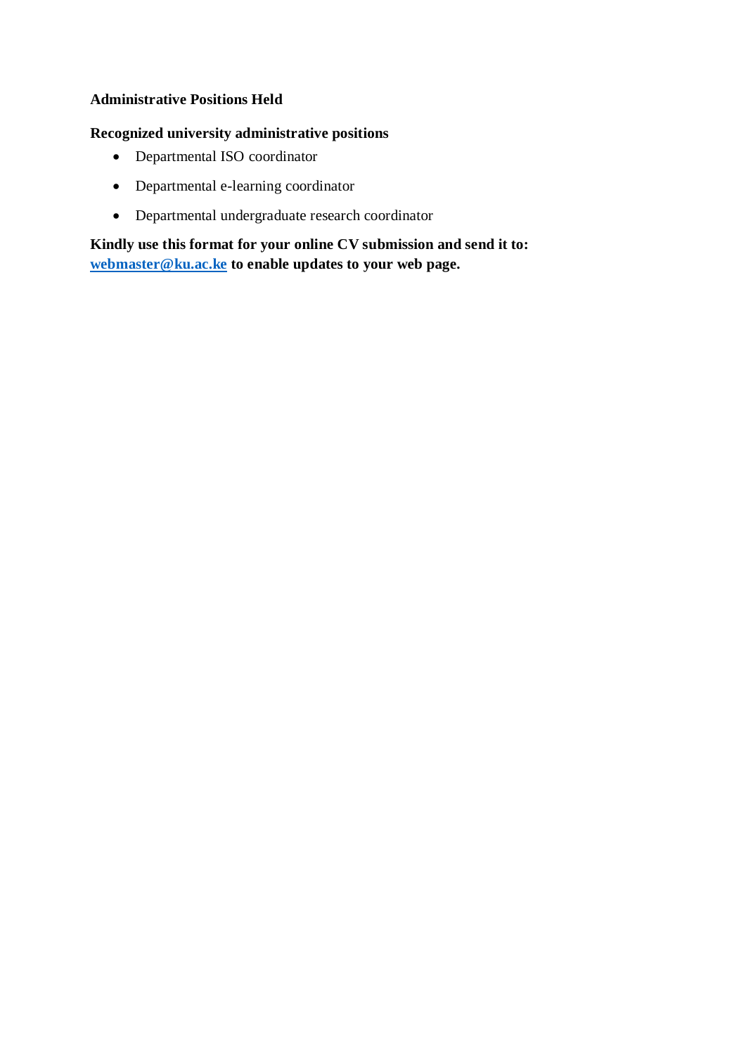**Administrative Positions Held**

**Recognized university administrative positions**

- Departmental ISO coordinator
- Departmental e-learning coordinator
- Departmental undergraduate research coordinator

**Kindly use this format for your online CV submission and send it to: [webmaster@ku.ac.ke](mailto:webmaster@ku.ac.ke) to enable updates to your web page.**